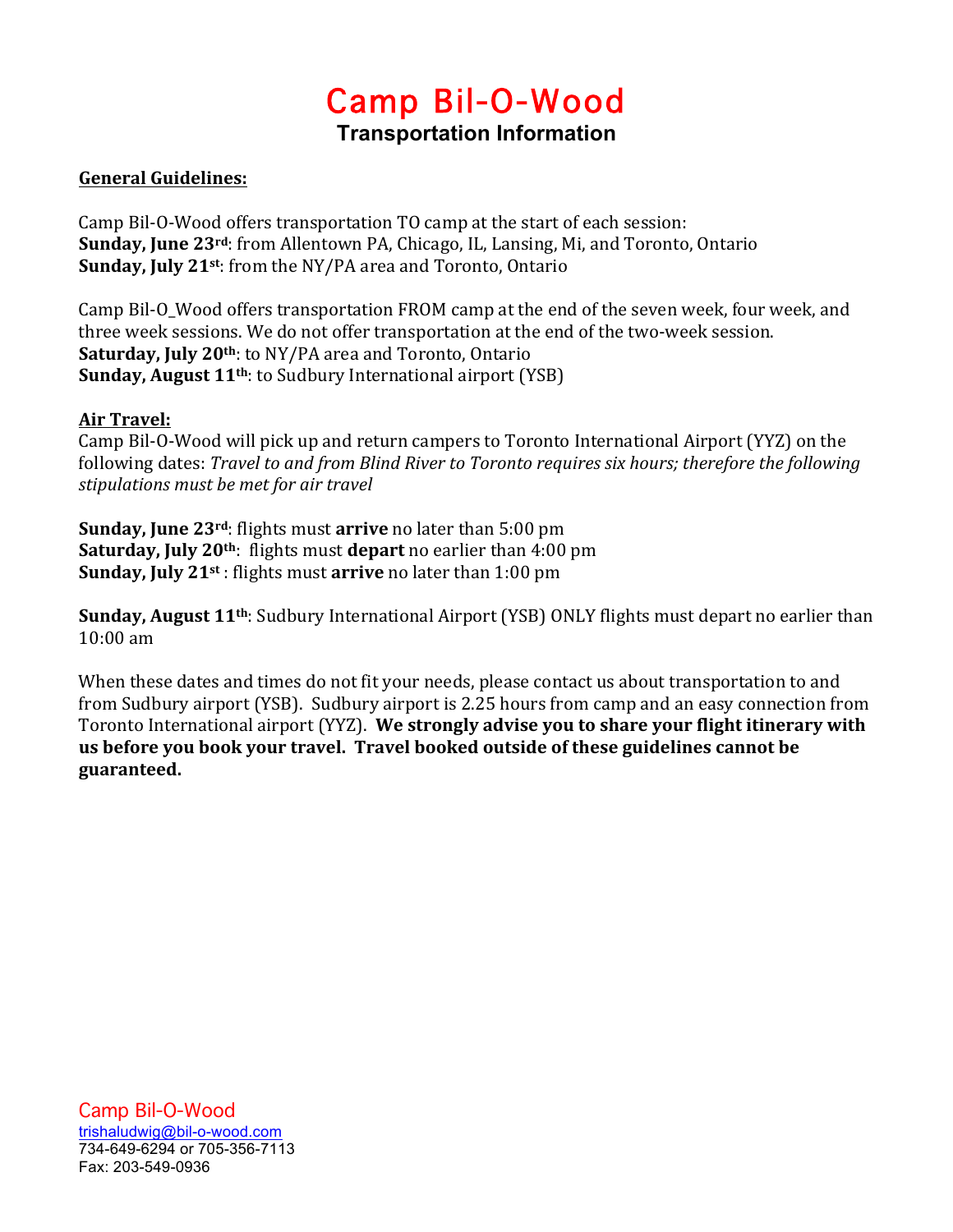# Camp Bil-O-Wood

## Transportation Information

**General Guidelines:**

Camp Bil-O-Wood offers transportation TO camp at the start of each session:
**Sunday, June 23rd**: from Allentown PA, Chicago, IL, Lansing, Mi, and Toronto, Ontario
**Sunday, July 21st**: from the NY/PA area and Toronto, Ontario

Camp Bil-O_Wood offers transportation FROM camp at the end of the seven week, four week, and three week sessions. We do not offer transportation at the end of the two-week session.
**Saturday, July 20th**: to NY/PA area and Toronto, Ontario
**Sunday, August 11th**: to Sudbury International airport (YSB)

**Air Travel:**
Camp Bil-O-Wood will pick up and return campers to Toronto International Airport (YYZ) on the following dates: *Travel to and from Blind River to Toronto requires six hours; therefore the following stipulations must be met for air travel*

**Sunday, June 23rd**: flights must **arrive** no later than 5:00 pm
**Saturday, July 20th**: flights must **depart** no earlier than 4:00 pm
**Sunday, July 21st** : flights must **arrive** no later than 1:00 pm

**Sunday, August 11th**: Sudbury International Airport (YSB) ONLY flights must depart no earlier than 10:00 am

When these dates and times do not fit your needs, please contact us about transportation to and from Sudbury airport (YSB). Sudbury airport is 2.25 hours from camp and an easy connection from Toronto International airport (YYZ). **We strongly advise you to share your flight itinerary with us before you book your travel. Travel booked outside of these guidelines cannot be guaranteed.**

Camp Bil-O-Wood
trishaludwig@bil-o-wood.com
734-649-6294 or 705-356-7113
Fax: 203-549-0936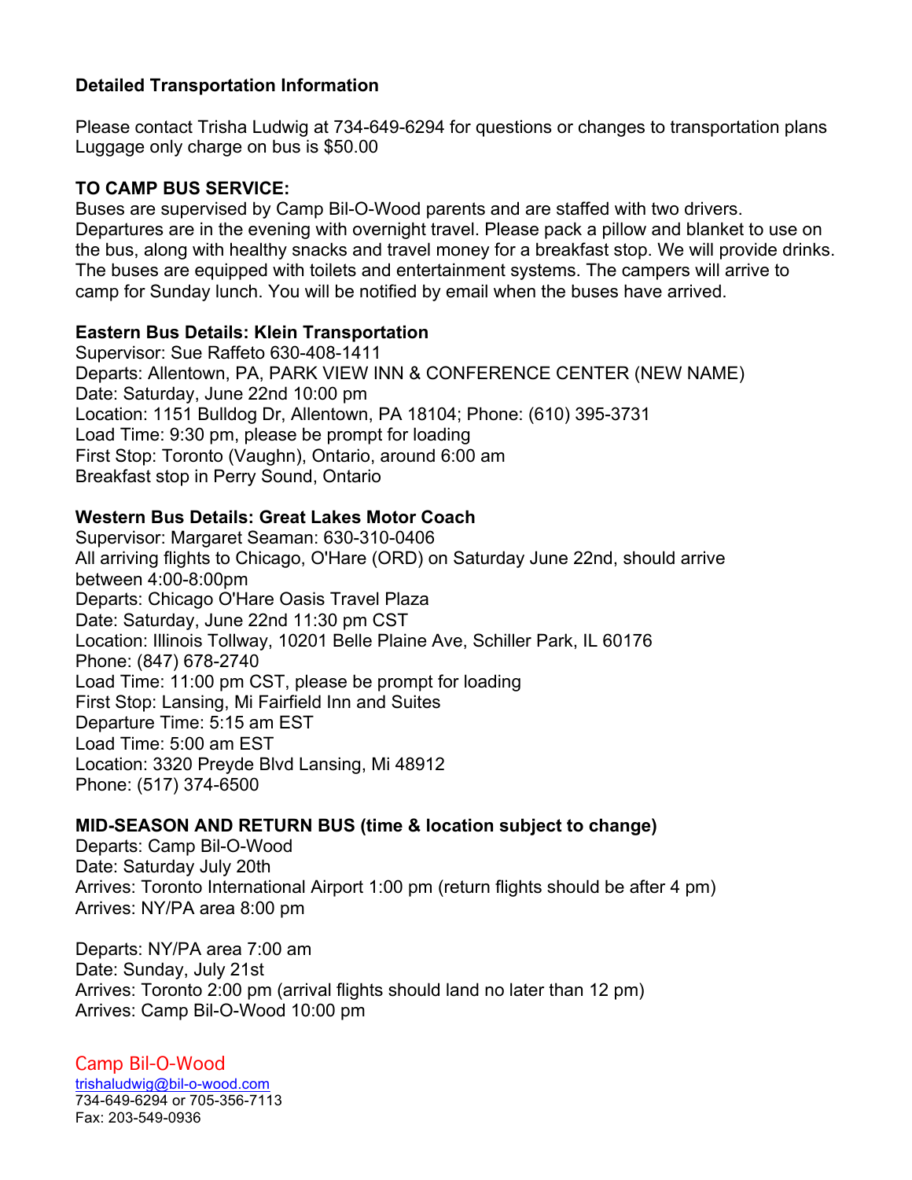**Detailed Transportation Information**

Please contact Trisha Ludwig at 734-649-6294 for questions or changes to transportation plans
Luggage only charge on bus is $50.00

**TO CAMP BUS SERVICE:**
Buses are supervised by Camp Bil-O-Wood parents and are staffed with two drivers. Departures are in the evening with overnight travel. Please pack a pillow and blanket to use on the bus, along with healthy snacks and travel money for a breakfast stop. We will provide drinks. The buses are equipped with toilets and entertainment systems. The campers will arrive to camp for Sunday lunch. You will be notified by email when the buses have arrived.

**Eastern Bus Details: Klein Transportation**
Supervisor: Sue Raffeto 630-408-1411
Departs: Allentown, PA, PARK VIEW INN & CONFERENCE CENTER (NEW NAME)
Date: Saturday, June 22nd 10:00 pm
Location: 1151 Bulldog Dr, Allentown, PA 18104; Phone: (610) 395-3731
Load Time: 9:30 pm, please be prompt for loading
First Stop: Toronto (Vaughn), Ontario, around 6:00 am
Breakfast stop in Perry Sound, Ontario

**Western Bus Details: Great Lakes Motor Coach**
Supervisor: Margaret Seaman: 630-310-0406
All arriving flights to Chicago, O'Hare (ORD) on Saturday June 22nd, should arrive between 4:00-8:00pm
Departs: Chicago O'Hare Oasis Travel Plaza
Date: Saturday, June 22nd 11:30 pm CST
Location: Illinois Tollway, 10201 Belle Plaine Ave, Schiller Park, IL 60176
Phone: (847) 678-2740
Load Time: 11:00 pm CST, please be prompt for loading
First Stop: Lansing, Mi Fairfield Inn and Suites
Departure Time: 5:15 am EST
Load Time: 5:00 am EST
Location: 3320 Preyde Blvd Lansing, Mi 48912
Phone: (517) 374-6500

**MID-SEASON AND RETURN BUS (time & location subject to change)**
Departs: Camp Bil-O-Wood
Date: Saturday July 20th
Arrives: Toronto International Airport 1:00 pm (return flights should be after 4 pm)
Arrives: NY/PA area 8:00 pm

Departs: NY/PA area 7:00 am
Date: Sunday, July 21st
Arrives: Toronto 2:00 pm (arrival flights should land no later than 12 pm)
Arrives: Camp Bil-O-Wood 10:00 pm

Camp Bil-O-Wood
trishaludwig@bil-o-wood.com
734-649-6294 or 705-356-7113
Fax: 203-549-0936